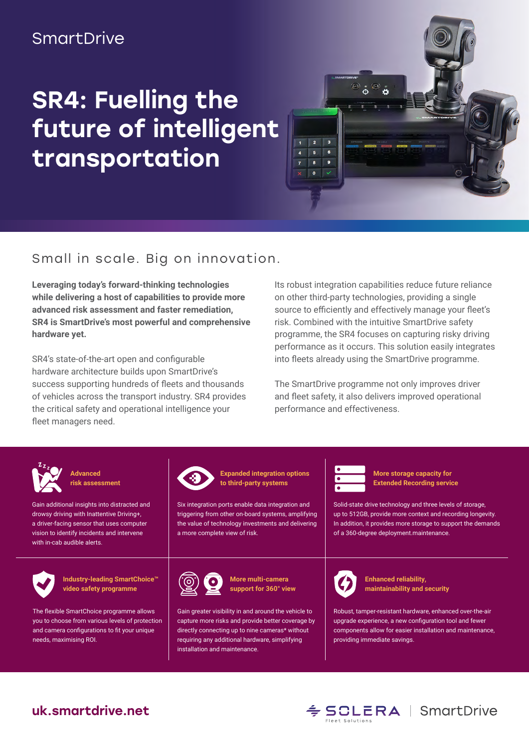SmartDrive

# SR4: Fuelling the future of intelligent transportation

## Small in scale. Big on innovation.

**Leveraging today's forward-thinking technologies while delivering a host of capabilities to provide more advanced risk assessment and faster remediation, SR4 is SmartDrive's most powerful and comprehensive hardware yet.**

SR4's state-of-the-art open and configurable hardware architecture builds upon SmartDrive's success supporting hundreds of fleets and thousands of vehicles across the transport industry. SR4 provides the critical safety and operational intelligence your fleet managers need.

Its robust integration capabilities reduce future reliance on other third-party technologies, providing a single source to efficiently and effectively manage your fleet's risk. Combined with the intuitive SmartDrive safety programme, the SR4 focuses on capturing risky driving performance as it occurs. This solution easily integrates into fleets already using the SmartDrive programme.

The SmartDrive programme not only improves driver and fleet safety, it also delivers improved operational performance and effectiveness.

### Advanced risk assessment

Gain additional insights into distracted and drowsy driving with Inattentive Driving+, a driver-facing sensor that uses computer vision to identify incidents and intervene with in-cab audible alerts.

### Expanded integration options to third-party systems

Six integration ports enable data integration and triggering from other on-board systems, amplifying the value of technology investments and delivering a more complete view of risk.

### More storage capacity for Extended Recording service

Solid-state drive technology and three levels of storage, up to 512GB, provide more context and recording longevity. In addition, it provides more storage to support the demands of a 360-degree deployment.maintenance.

### Industry-leading SmartChoice™ video safety programme

The flexible SmartChoice programme allows you to choose from various levels of protection and camera configurations to fit your unique needs, maximising ROI.

### More multi-camera support for 360° view

Gain greater visibility in and around the vehicle to capture more risks and provide better coverage by directly connecting up to nine cameras* without requiring any additional hardware, simplifying installation and maintenance.

### Enhanced reliability, maintainability and security

Robust, tamper-resistant hardware, enhanced over-the-air upgrade experience, a new configuration tool and fewer components allow for easier installation and maintenance, providing immediate savings.

**uk.smartdrive.net**

SOLERA Fleet Solutions | SmartDrive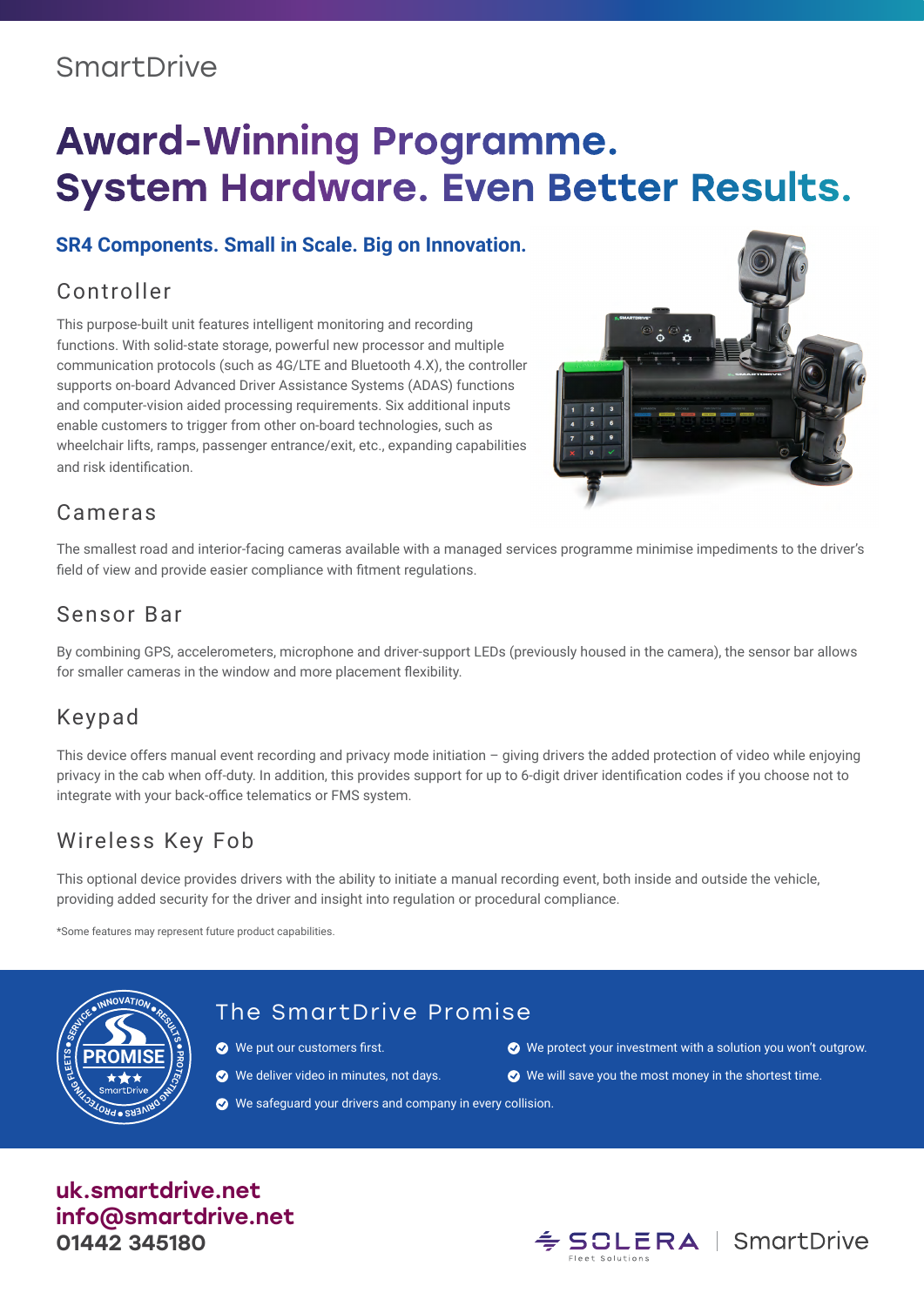SmartDrive

# Award-Winning Programme. System Hardware. Even Better Results.

### SR4 Components. Small in Scale. Big on Innovation.

## Controller

This purpose-built unit features intelligent monitoring and recording functions. With solid-state storage, powerful new processor and multiple communication protocols (such as 4G/LTE and Bluetooth 4.X), the controller supports on-board Advanced Driver Assistance Systems (ADAS) functions and computer-vision aided processing requirements. Six additional inputs enable customers to trigger from other on-board technologies, such as wheelchair lifts, ramps, passenger entrance/exit, etc., expanding capabilities and risk identification.

## Cameras

The smallest road and interior-facing cameras available with a managed services programme minimise impediments to the driver's field of view and provide easier compliance with fitment regulations.

## Sensor Bar

By combining GPS, accelerometers, microphone and driver-support LEDs (previously housed in the camera), the sensor bar allows for smaller cameras in the window and more placement flexibility.

## Keypad

This device offers manual event recording and privacy mode initiation – giving drivers the added protection of video while enjoying privacy in the cab when off-duty. In addition, this provides support for up to 6-digit driver identification codes if you choose not to integrate with your back-office telematics or FMS system.

## Wireless Key Fob

This optional device provides drivers with the ability to initiate a manual recording event, both inside and outside the vehicle, providing added security for the driver and insight into regulation or procedural compliance.

*Some features may represent future product capabilities.

## The SmartDrive Promise

- We put our customers first.
- We deliver video in minutes, not days.
- We safeguard your drivers and company in every collision.
- We protect your investment with a solution you won't outgrow.
- We will save you the most money in the shortest time.

**uk.smartdrive.net**
**info@smartdrive.net**
**01442 345180**

SOLERA Fleet Solutions | SmartDrive